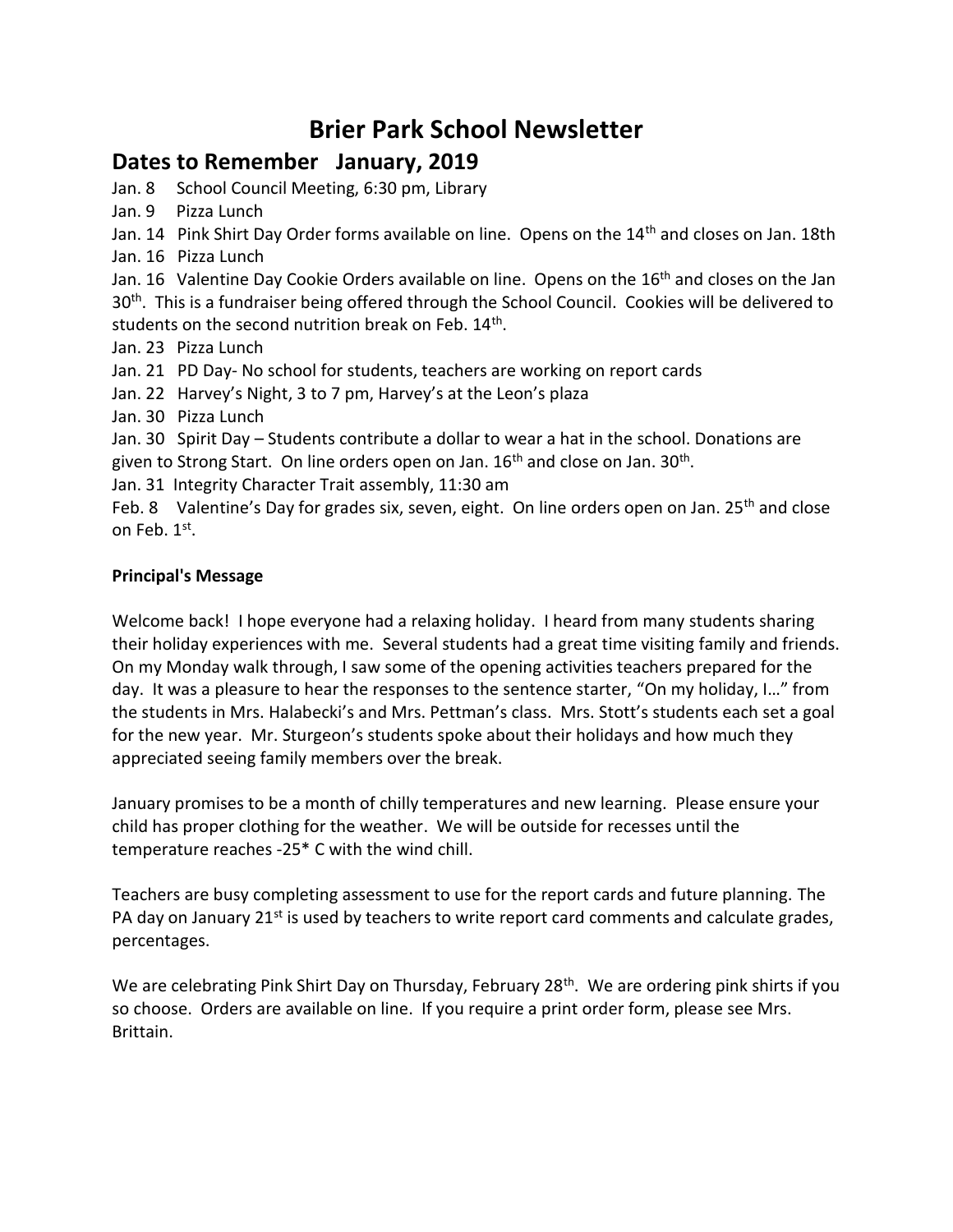# Brier Park School Newsletter

## Dates to Remember January, 2019

Jan. 8 School Council Meeting, 6:30 pm, Library

Jan. 9 Pizza Lunch

Jan. 14 Pink Shirt Day Order forms available on line. Opens on the 14th and closes on Jan. 18th

Jan. 16 Pizza Lunch

Jan. 16 Valentine Day Cookie Orders available on line. Opens on the 16th and closes on the Jan 30th. This is a fundraiser being offered through the School Council. Cookies will be delivered to students on the second nutrition break on Feb. 14th.

Jan. 23 Pizza Lunch

Jan. 21 PD Day- No school for students, teachers are working on report cards

Jan. 22 Harvey's Night, 3 to 7 pm, Harvey's at the Leon's plaza

Jan. 30 Pizza Lunch

Jan. 30 Spirit Day – Students contribute a dollar to wear a hat in the school. Donations are given to Strong Start. On line orders open on Jan. 16th and close on Jan. 30th.

Jan. 31 Integrity Character Trait assembly, 11:30 am

Feb. 8 Valentine's Day for grades six, seven, eight. On line orders open on Jan. 25th and close on Feb. 1st.

**Principal's Message**

Welcome back! I hope everyone had a relaxing holiday. I heard from many students sharing their holiday experiences with me. Several students had a great time visiting family and friends. On my Monday walk through, I saw some of the opening activities teachers prepared for the day. It was a pleasure to hear the responses to the sentence starter, "On my holiday, I…" from the students in Mrs. Halabecki's and Mrs. Pettman's class. Mrs. Stott's students each set a goal for the new year. Mr. Sturgeon's students spoke about their holidays and how much they appreciated seeing family members over the break.

January promises to be a month of chilly temperatures and new learning. Please ensure your child has proper clothing for the weather. We will be outside for recesses until the temperature reaches -25* C with the wind chill.

Teachers are busy completing assessment to use for the report cards and future planning. The PA day on January 21st is used by teachers to write report card comments and calculate grades, percentages.

We are celebrating Pink Shirt Day on Thursday, February 28th. We are ordering pink shirts if you so choose. Orders are available on line. If you require a print order form, please see Mrs. Brittain.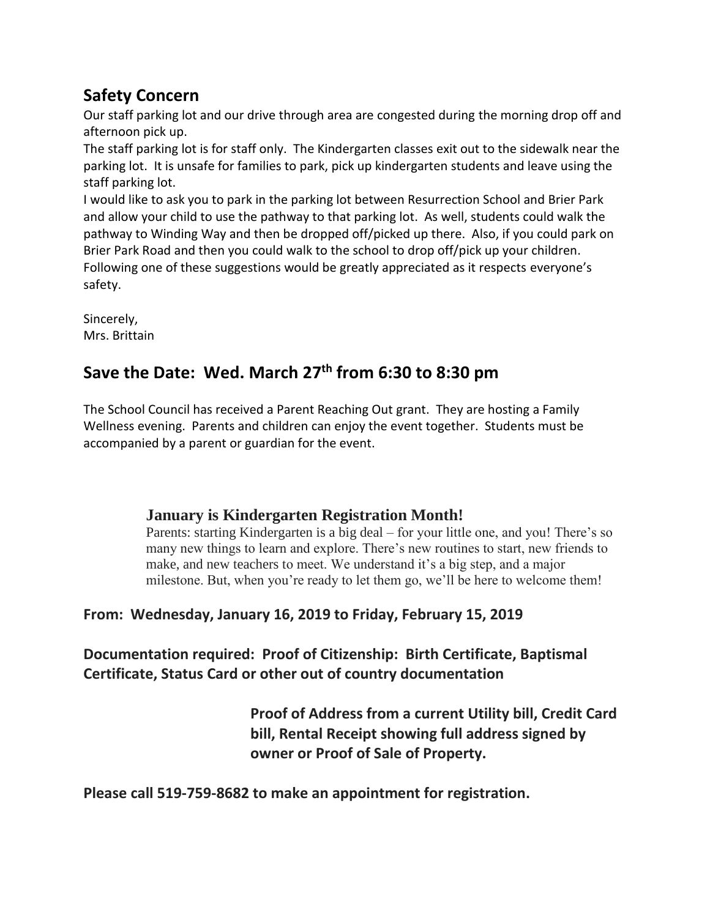## Safety Concern

Our staff parking lot and our drive through area are congested during the morning drop off and afternoon pick up.

The staff parking lot is for staff only. The Kindergarten classes exit out to the sidewalk near the parking lot. It is unsafe for families to park, pick up kindergarten students and leave using the staff parking lot.

I would like to ask you to park in the parking lot between Resurrection School and Brier Park and allow your child to use the pathway to that parking lot. As well, students could walk the pathway to Winding Way and then be dropped off/picked up there. Also, if you could park on Brier Park Road and then you could walk to the school to drop off/pick up your children. Following one of these suggestions would be greatly appreciated as it respects everyone's safety.

Sincerely,
Mrs. Brittain

## Save the Date: Wed. March 27th from 6:30 to 8:30 pm

The School Council has received a Parent Reaching Out grant. They are hosting a Family Wellness evening. Parents and children can enjoy the event together. Students must be accompanied by a parent or guardian for the event.

### January is Kindergarten Registration Month!

Parents: starting Kindergarten is a big deal – for your little one, and you! There's so many new things to learn and explore. There's new routines to start, new friends to make, and new teachers to meet. We understand it's a big step, and a major milestone. But, when you're ready to let them go, we'll be here to welcome them!

**From: Wednesday, January 16, 2019 to Friday, February 15, 2019**

**Documentation required: Proof of Citizenship: Birth Certificate, Baptismal Certificate, Status Card or other out of country documentation**

**Proof of Address from a current Utility bill, Credit Card bill, Rental Receipt showing full address signed by owner or Proof of Sale of Property.**

**Please call 519-759-8682 to make an appointment for registration.**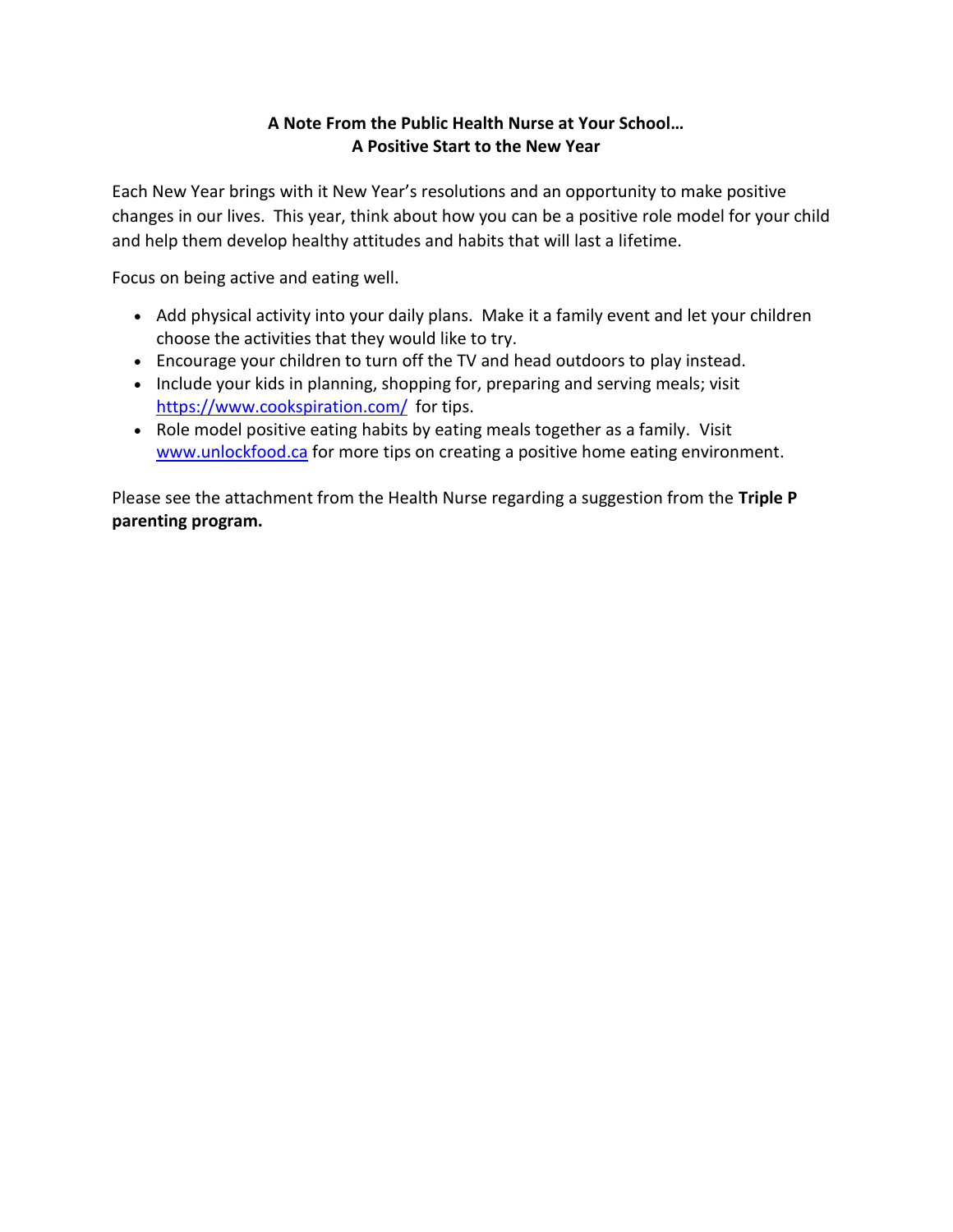**A Note From the Public Health Nurse at Your School…**
**A Positive Start to the New Year**

Each New Year brings with it New Year's resolutions and an opportunity to make positive changes in our lives. This year, think about how you can be a positive role model for your child and help them develop healthy attitudes and habits that will last a lifetime.

Focus on being active and eating well.

- Add physical activity into your daily plans. Make it a family event and let your children choose the activities that they would like to try.
- Encourage your children to turn off the TV and head outdoors to play instead.
- Include your kids in planning, shopping for, preparing and serving meals; visit https://www.cookspiration.com/ for tips.
- Role model positive eating habits by eating meals together as a family. Visit www.unlockfood.ca for more tips on creating a positive home eating environment.

Please see the attachment from the Health Nurse regarding a suggestion from the **Triple P parenting program.**